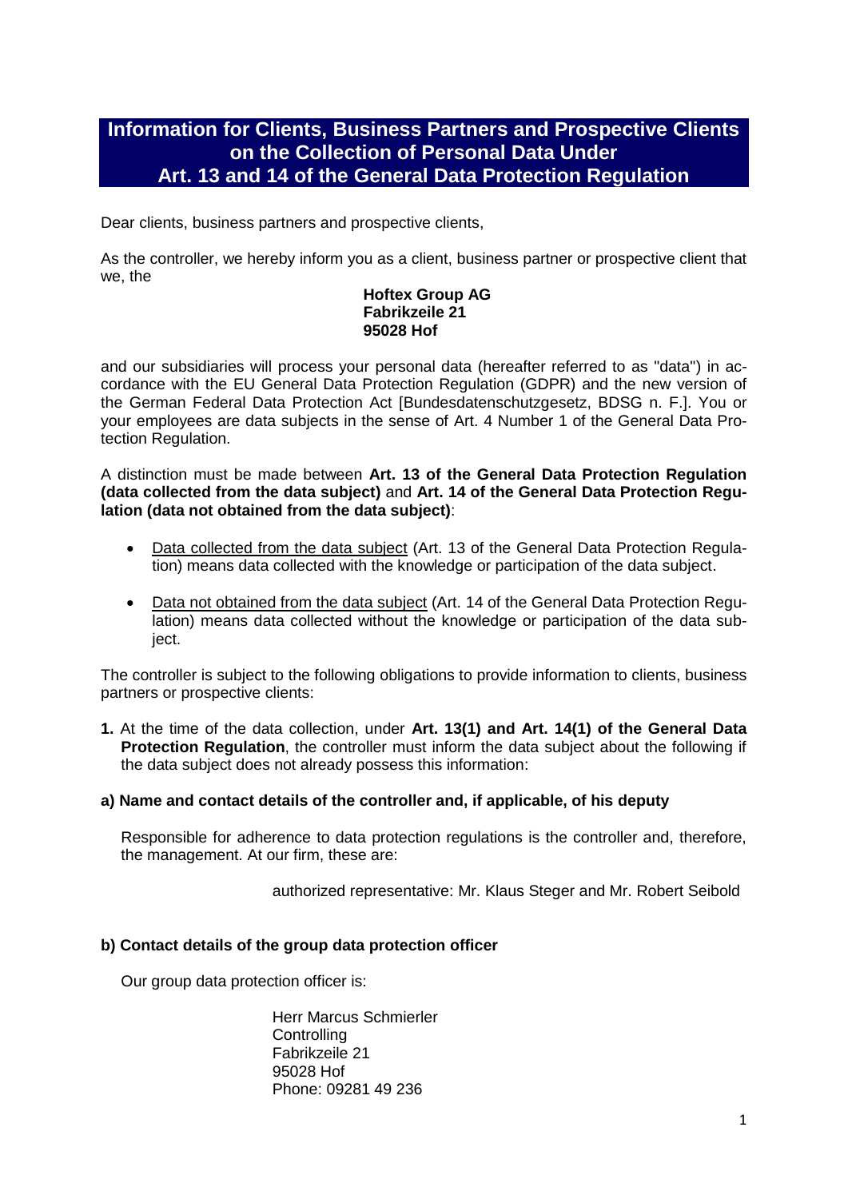# Information for Clients, Business Partners and Prospective Clients on the Collection of Personal Data Under Art. 13 and 14 of the General Data Protection Regulation

Dear clients, business partners and prospective clients,

As the controller, we hereby inform you as a client, business partner or prospective client that we, the

**Hoftex Group AG**
**Fabrikzeile 21**
**95028 Hof**

and our subsidiaries will process your personal data (hereafter referred to as "data") in accordance with the EU General Data Protection Regulation (GDPR) and the new version of the German Federal Data Protection Act [Bundesdatenschutzgesetz, BDSG n. F.]. You or your employees are data subjects in the sense of Art. 4 Number 1 of the General Data Protection Regulation.

A distinction must be made between **Art. 13 of the General Data Protection Regulation (data collected from the data subject)** and **Art. 14 of the General Data Protection Regulation (data not obtained from the data subject)**:

- Data collected from the data subject (Art. 13 of the General Data Protection Regulation) means data collected with the knowledge or participation of the data subject.
- Data not obtained from the data subject (Art. 14 of the General Data Protection Regulation) means data collected without the knowledge or participation of the data subject.

The controller is subject to the following obligations to provide information to clients, business partners or prospective clients:

**1.** At the time of the data collection, under **Art. 13(1) and Art. 14(1) of the General Data Protection Regulation**, the controller must inform the data subject about the following if the data subject does not already possess this information:

**a) Name and contact details of the controller and, if applicable, of his deputy**

Responsible for adherence to data protection regulations is the controller and, therefore, the management. At our firm, these are:

authorized representative: Mr. Klaus Steger and Mr. Robert Seibold

**b) Contact details of the group data protection officer**

Our group data protection officer is:

Herr Marcus Schmierler
Controlling
Fabrikzeile 21
95028 Hof
Phone: 09281 49 236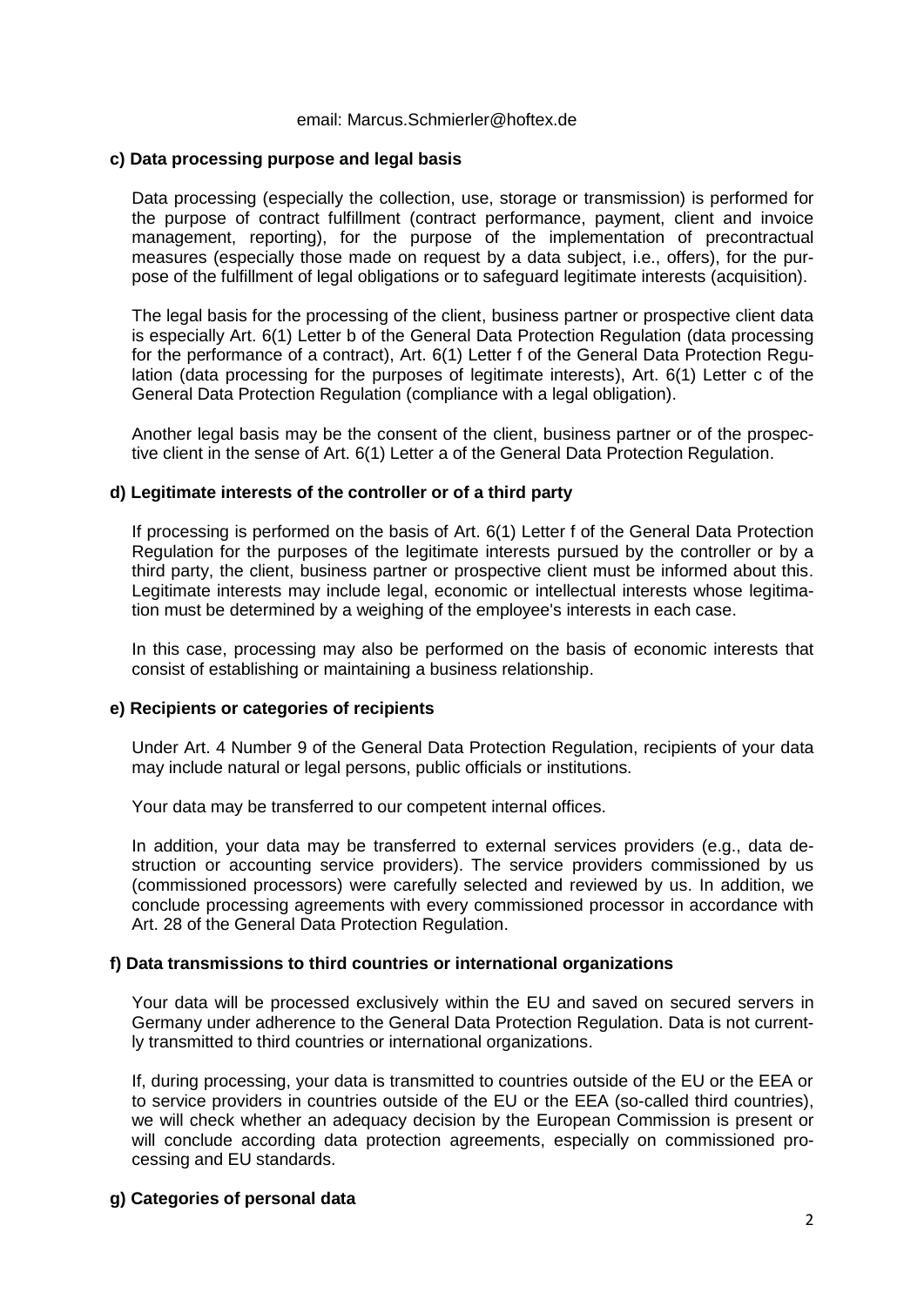email: Marcus.Schmierler@hoftex.de

#### c) Data processing purpose and legal basis

Data processing (especially the collection, use, storage or transmission) is performed for the purpose of contract fulfillment (contract performance, payment, client and invoice management, reporting), for the purpose of the implementation of precontractual measures (especially those made on request by a data subject, i.e., offers), for the purpose of the fulfillment of legal obligations or to safeguard legitimate interests (acquisition).

The legal basis for the processing of the client, business partner or prospective client data is especially Art. 6(1) Letter b of the General Data Protection Regulation (data processing for the performance of a contract), Art. 6(1) Letter f of the General Data Protection Regulation (data processing for the purposes of legitimate interests), Art. 6(1) Letter c of the General Data Protection Regulation (compliance with a legal obligation).

Another legal basis may be the consent of the client, business partner or of the prospective client in the sense of Art. 6(1) Letter a of the General Data Protection Regulation.

#### d) Legitimate interests of the controller or of a third party

If processing is performed on the basis of Art. 6(1) Letter f of the General Data Protection Regulation for the purposes of the legitimate interests pursued by the controller or by a third party, the client, business partner or prospective client must be informed about this. Legitimate interests may include legal, economic or intellectual interests whose legitimation must be determined by a weighing of the employee's interests in each case.

In this case, processing may also be performed on the basis of economic interests that consist of establishing or maintaining a business relationship.

#### e) Recipients or categories of recipients

Under Art. 4 Number 9 of the General Data Protection Regulation, recipients of your data may include natural or legal persons, public officials or institutions.

Your data may be transferred to our competent internal offices.

In addition, your data may be transferred to external services providers (e.g., data destruction or accounting service providers). The service providers commissioned by us (commissioned processors) were carefully selected and reviewed by us. In addition, we conclude processing agreements with every commissioned processor in accordance with Art. 28 of the General Data Protection Regulation.

#### f) Data transmissions to third countries or international organizations

Your data will be processed exclusively within the EU and saved on secured servers in Germany under adherence to the General Data Protection Regulation. Data is not currently transmitted to third countries or international organizations.

If, during processing, your data is transmitted to countries outside of the EU or the EEA or to service providers in countries outside of the EU or the EEA (so-called third countries), we will check whether an adequacy decision by the European Commission is present or will conclude according data protection agreements, especially on commissioned processing and EU standards.

#### g) Categories of personal data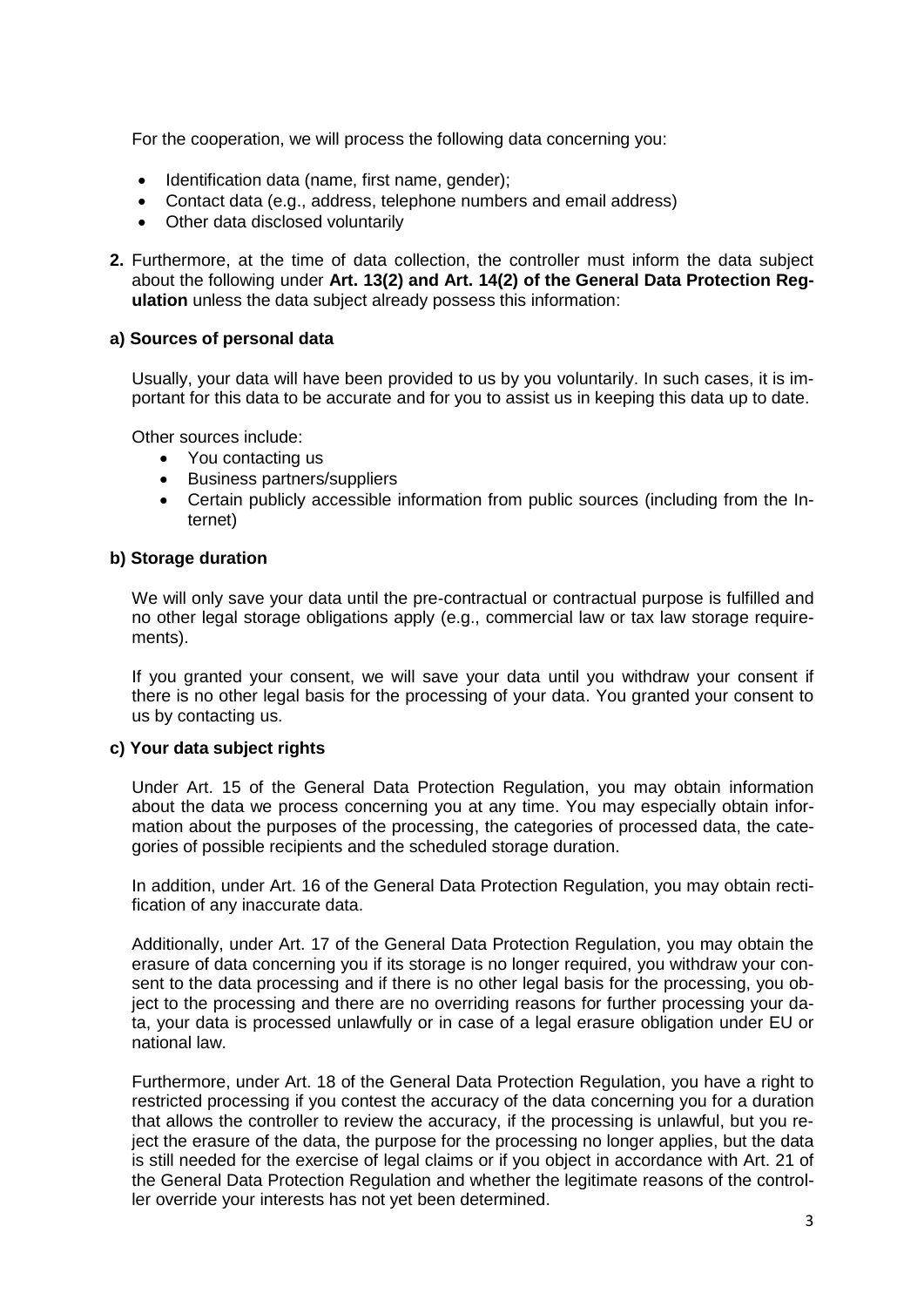For the cooperation, we will process the following data concerning you:

- Identification data (name, first name, gender);
- Contact data (e.g., address, telephone numbers and email address)
- Other data disclosed voluntarily

**2.** Furthermore, at the time of data collection, the controller must inform the data subject about the following under **Art. 13(2) and Art. 14(2) of the General Data Protection Regulation** unless the data subject already possess this information:

**a) Sources of personal data**

Usually, your data will have been provided to us by you voluntarily. In such cases, it is important for this data to be accurate and for you to assist us in keeping this data up to date.

Other sources include:

- You contacting us
- Business partners/suppliers
- Certain publicly accessible information from public sources (including from the Internet)

**b) Storage duration**

We will only save your data until the pre-contractual or contractual purpose is fulfilled and no other legal storage obligations apply (e.g., commercial law or tax law storage requirements).

If you granted your consent, we will save your data until you withdraw your consent if there is no other legal basis for the processing of your data. You granted your consent to us by contacting us.

**c) Your data subject rights**

Under Art. 15 of the General Data Protection Regulation, you may obtain information about the data we process concerning you at any time. You may especially obtain information about the purposes of the processing, the categories of processed data, the categories of possible recipients and the scheduled storage duration.

In addition, under Art. 16 of the General Data Protection Regulation, you may obtain rectification of any inaccurate data.

Additionally, under Art. 17 of the General Data Protection Regulation, you may obtain the erasure of data concerning you if its storage is no longer required, you withdraw your consent to the data processing and if there is no other legal basis for the processing, you object to the processing and there are no overriding reasons for further processing your data, your data is processed unlawfully or in case of a legal erasure obligation under EU or national law.

Furthermore, under Art. 18 of the General Data Protection Regulation, you have a right to restricted processing if you contest the accuracy of the data concerning you for a duration that allows the controller to review the accuracy, if the processing is unlawful, but you reject the erasure of the data, the purpose for the processing no longer applies, but the data is still needed for the exercise of legal claims or if you object in accordance with Art. 21 of the General Data Protection Regulation and whether the legitimate reasons of the controller override your interests has not yet been determined.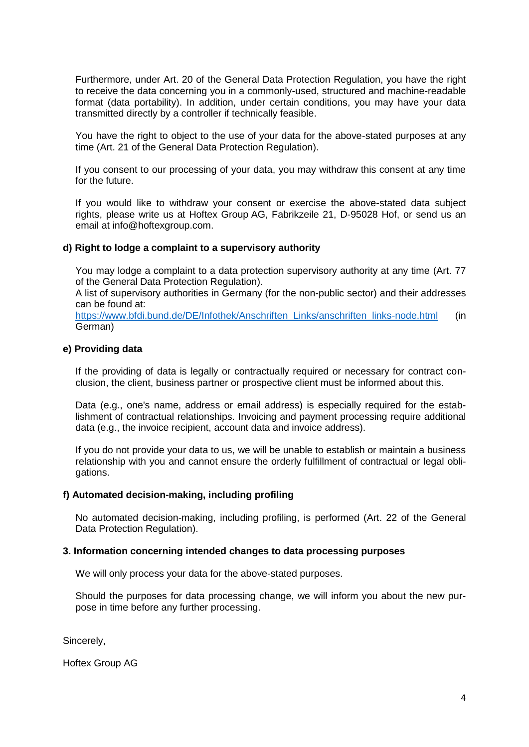Furthermore, under Art. 20 of the General Data Protection Regulation, you have the right to receive the data concerning you in a commonly-used, structured and machine-readable format (data portability). In addition, under certain conditions, you may have your data transmitted directly by a controller if technically feasible.

You have the right to object to the use of your data for the above-stated purposes at any time (Art. 21 of the General Data Protection Regulation).

If you consent to our processing of your data, you may withdraw this consent at any time for the future.

If you would like to withdraw your consent or exercise the above-stated data subject rights, please write us at Hoftex Group AG, Fabrikzeile 21, D-95028 Hof, or send us an email at info@hoftexgroup.com.

**d) Right to lodge a complaint to a supervisory authority**

You may lodge a complaint to a data protection supervisory authority at any time (Art. 77 of the General Data Protection Regulation).
A list of supervisory authorities in Germany (for the non-public sector) and their addresses can be found at:
https://www.bfdi.bund.de/DE/Infothek/Anschriften_Links/anschriften_links-node.html (in German)

**e) Providing data**

If the providing of data is legally or contractually required or necessary for contract conclusion, the client, business partner or prospective client must be informed about this.

Data (e.g., one's name, address or email address) is especially required for the establishment of contractual relationships. Invoicing and payment processing require additional data (e.g., the invoice recipient, account data and invoice address).

If you do not provide your data to us, we will be unable to establish or maintain a business relationship with you and cannot ensure the orderly fulfillment of contractual or legal obligations.

**f) Automated decision-making, including profiling**

No automated decision-making, including profiling, is performed (Art. 22 of the General Data Protection Regulation).

**3. Information concerning intended changes to data processing purposes**

We will only process your data for the above-stated purposes.

Should the purposes for data processing change, we will inform you about the new purpose in time before any further processing.

Sincerely,

Hoftex Group AG